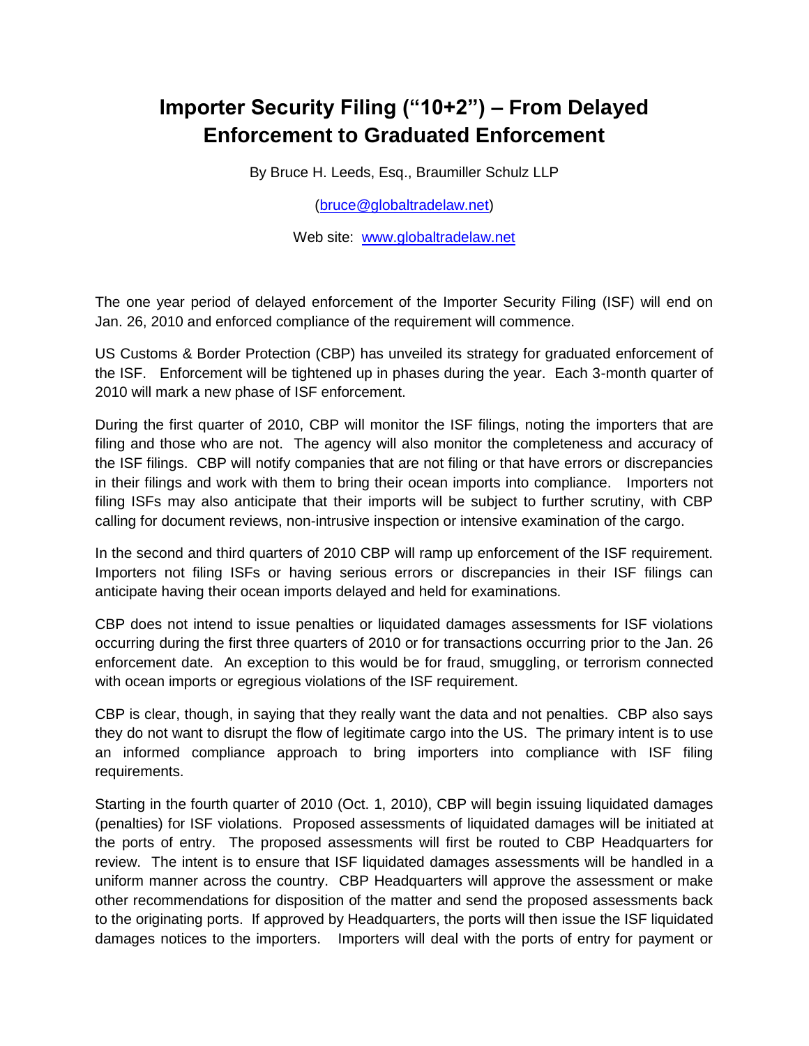# Importer Security Filing ("10+2") – From Delayed Enforcement to Graduated Enforcement

By Bruce H. Leeds, Esq., Braumiller Schulz LLP

(bruce@globaltradelaw.net)

Web site: www.globaltradelaw.net

The one year period of delayed enforcement of the Importer Security Filing (ISF) will end on Jan. 26, 2010 and enforced compliance of the requirement will commence.

US Customs & Border Protection (CBP) has unveiled its strategy for graduated enforcement of the ISF. Enforcement will be tightened up in phases during the year. Each 3-month quarter of 2010 will mark a new phase of ISF enforcement.

During the first quarter of 2010, CBP will monitor the ISF filings, noting the importers that are filing and those who are not. The agency will also monitor the completeness and accuracy of the ISF filings. CBP will notify companies that are not filing or that have errors or discrepancies in their filings and work with them to bring their ocean imports into compliance. Importers not filing ISFs may also anticipate that their imports will be subject to further scrutiny, with CBP calling for document reviews, non-intrusive inspection or intensive examination of the cargo.

In the second and third quarters of 2010 CBP will ramp up enforcement of the ISF requirement. Importers not filing ISFs or having serious errors or discrepancies in their ISF filings can anticipate having their ocean imports delayed and held for examinations.

CBP does not intend to issue penalties or liquidated damages assessments for ISF violations occurring during the first three quarters of 2010 or for transactions occurring prior to the Jan. 26 enforcement date. An exception to this would be for fraud, smuggling, or terrorism connected with ocean imports or egregious violations of the ISF requirement.

CBP is clear, though, in saying that they really want the data and not penalties. CBP also says they do not want to disrupt the flow of legitimate cargo into the US. The primary intent is to use an informed compliance approach to bring importers into compliance with ISF filing requirements.

Starting in the fourth quarter of 2010 (Oct. 1, 2010), CBP will begin issuing liquidated damages (penalties) for ISF violations. Proposed assessments of liquidated damages will be initiated at the ports of entry. The proposed assessments will first be routed to CBP Headquarters for review. The intent is to ensure that ISF liquidated damages assessments will be handled in a uniform manner across the country. CBP Headquarters will approve the assessment or make other recommendations for disposition of the matter and send the proposed assessments back to the originating ports. If approved by Headquarters, the ports will then issue the ISF liquidated damages notices to the importers. Importers will deal with the ports of entry for payment or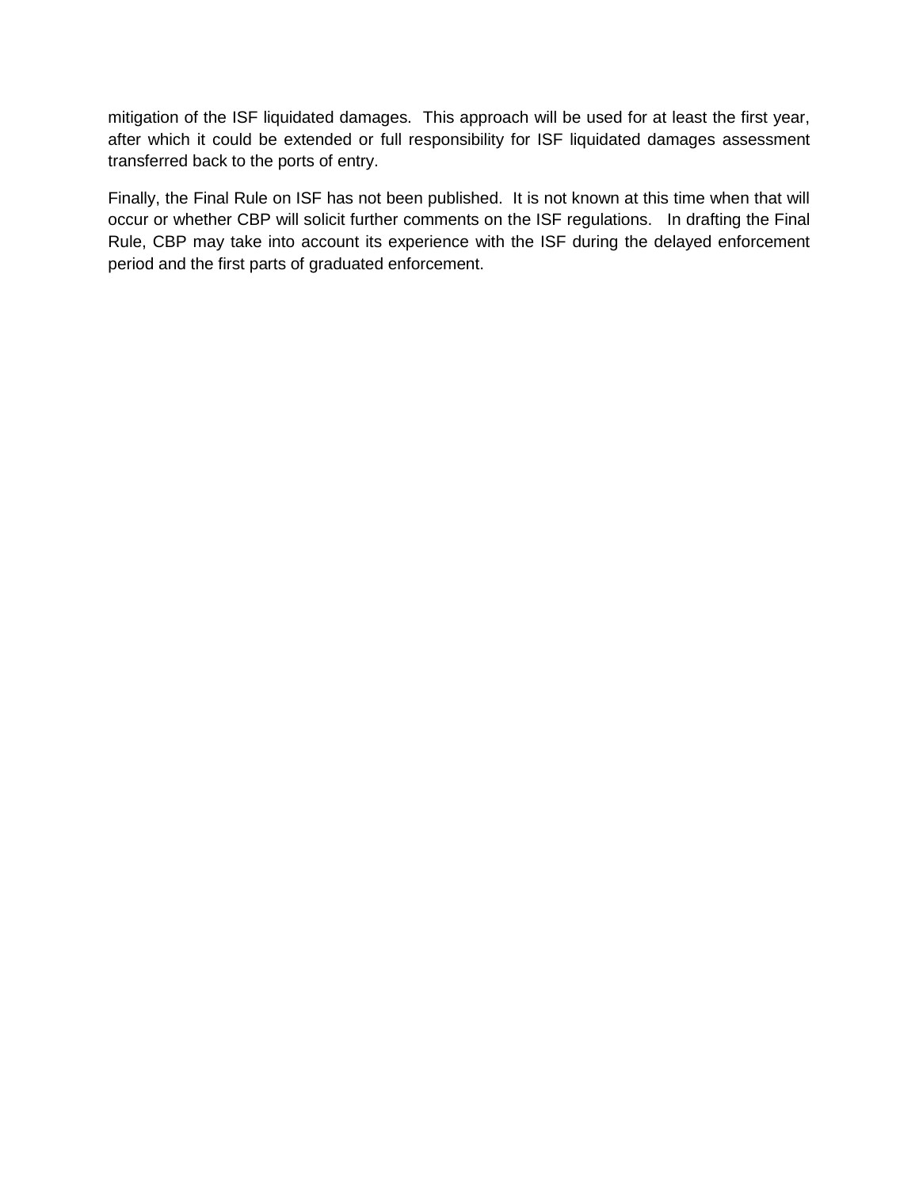mitigation of the ISF liquidated damages. This approach will be used for at least the first year, after which it could be extended or full responsibility for ISF liquidated damages assessment transferred back to the ports of entry.

Finally, the Final Rule on ISF has not been published. It is not known at this time when that will occur or whether CBP will solicit further comments on the ISF regulations. In drafting the Final Rule, CBP may take into account its experience with the ISF during the delayed enforcement period and the first parts of graduated enforcement.